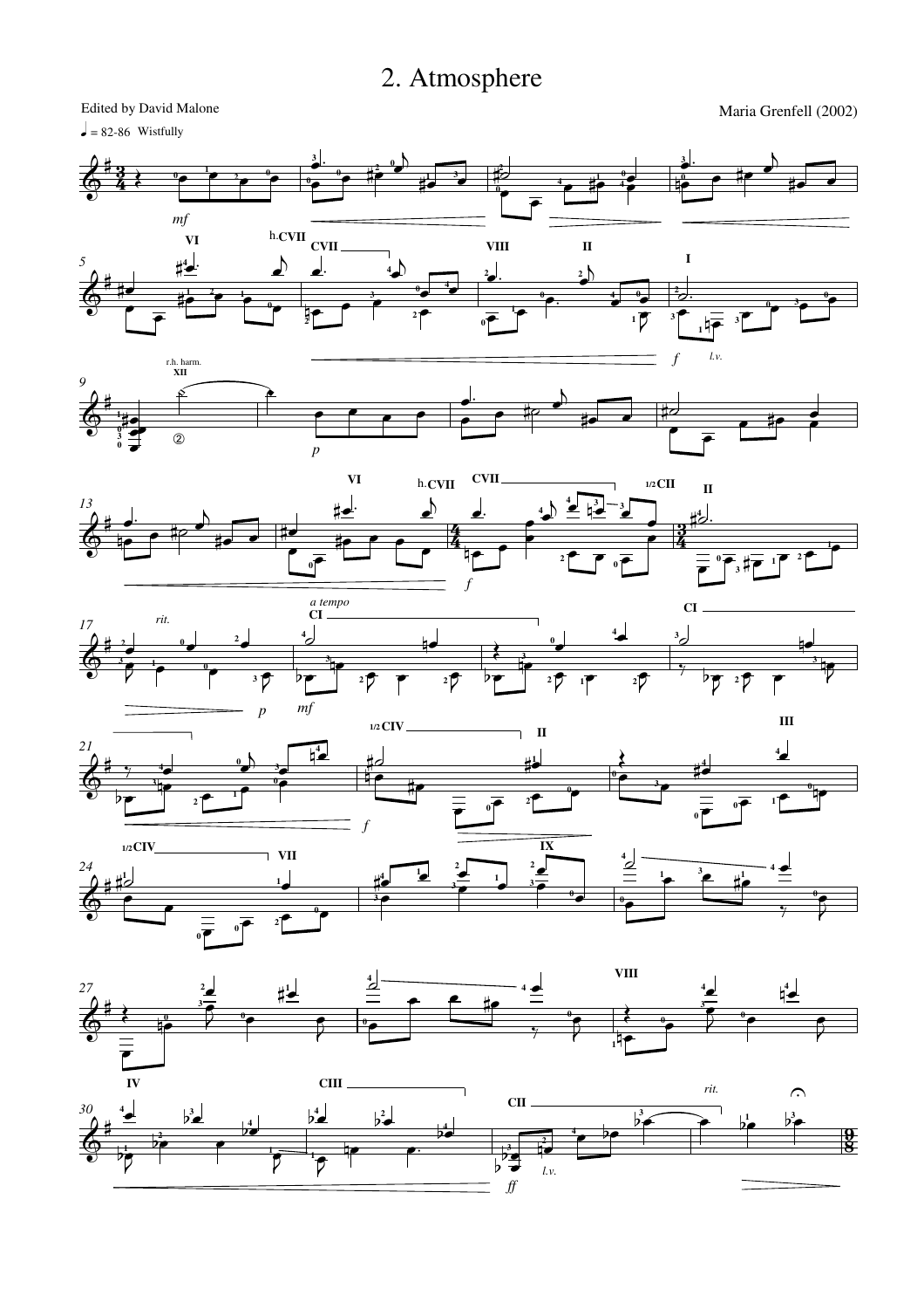# 2. Atmosphere

Edited by David Malone

Maria Grenfell (2002)

♩ = 82-86 Wistfully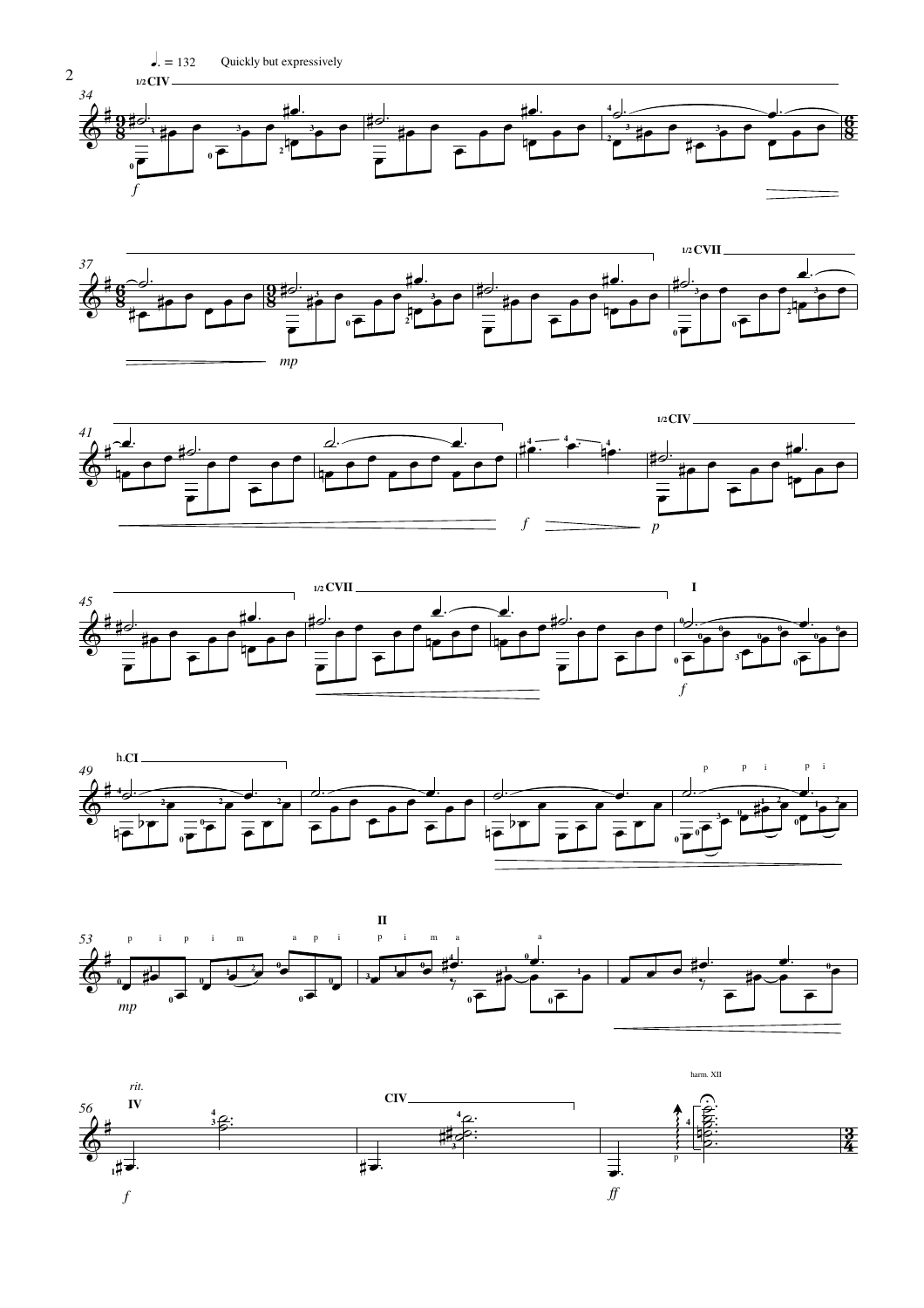♩. = 132 Quickly but expressively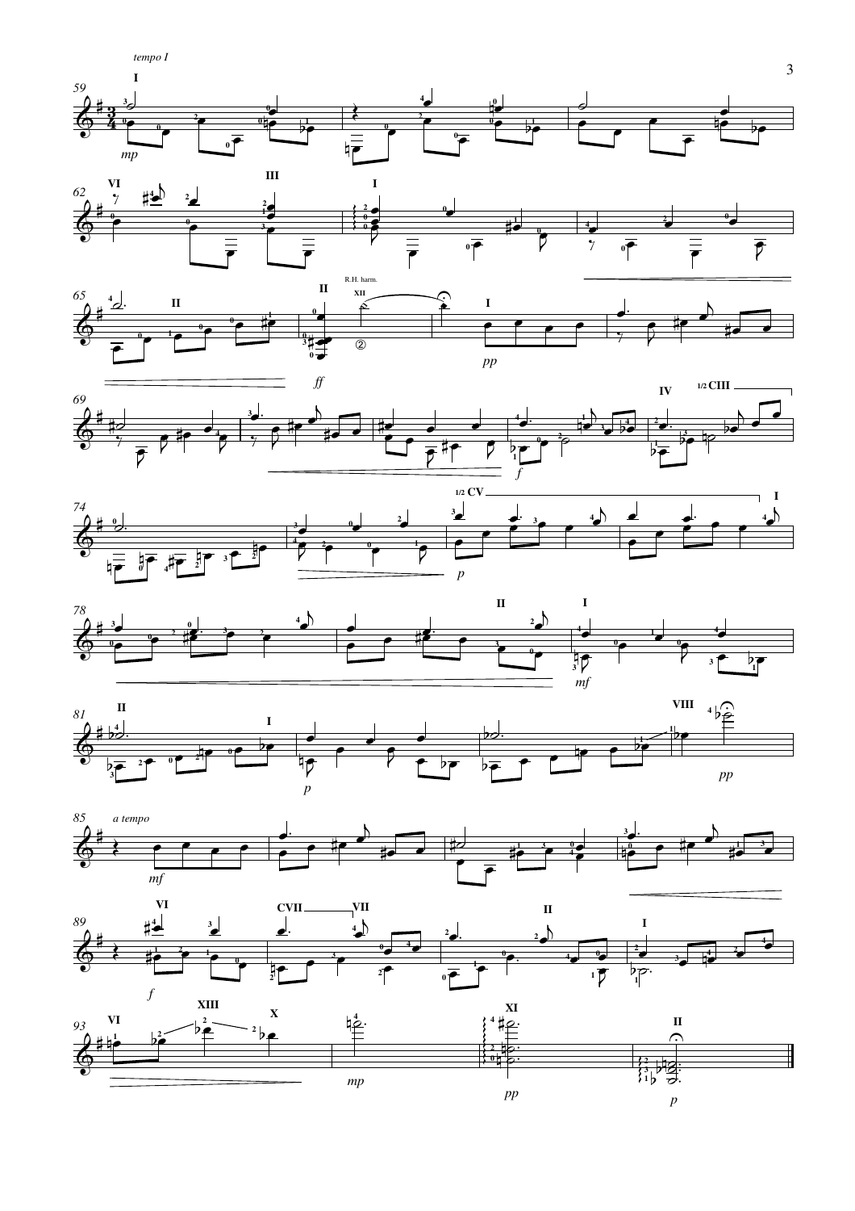*tempo I*

*a tempo*